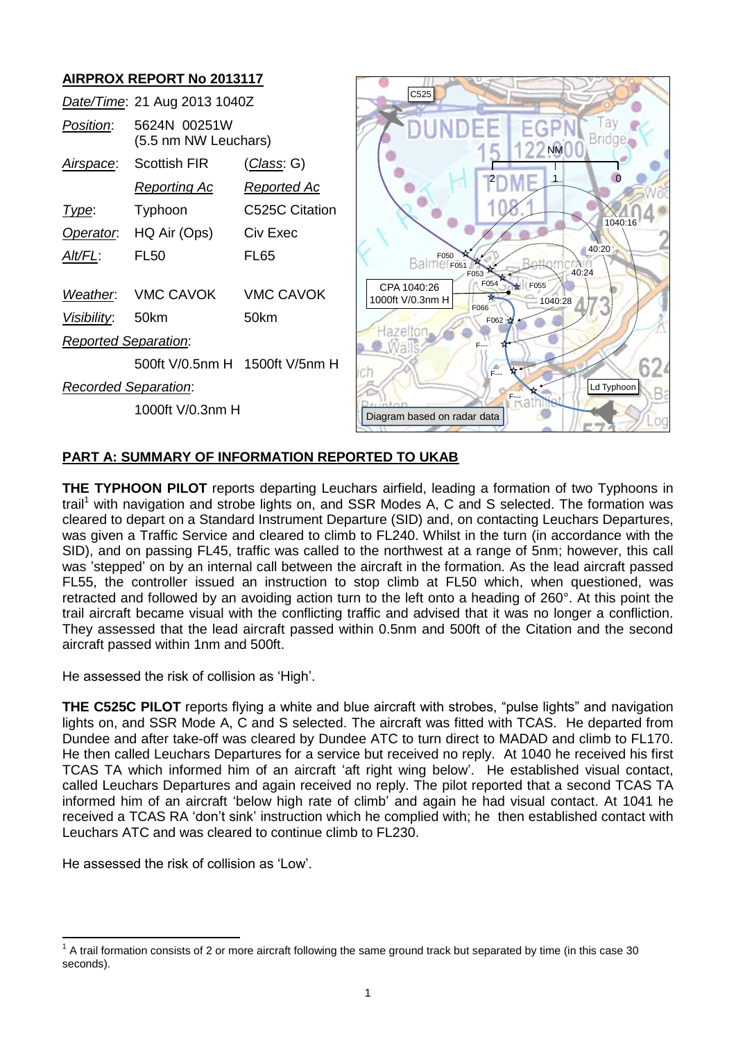## AIRPROX REPORT No 2013117

| | | |
|---|---|---|
| *Date/Time*: | 21 Aug 2013 1040Z | |
| *Position*: | 5624N 00251W (5.5 nm NW Leuchars) | |
| *Airspace*: | Scottish FIR | (*Class*: G) |
| | *Reporting Ac* | *Reported Ac* |
| *Type*: | Typhoon | C525C Citation |
| *Operator*: | HQ Air (Ops) | Civ Exec |
| *Alt/FL*: | FL50 | FL65 |
| *Weather*: | VMC CAVOK | VMC CAVOK |
| *Visibility*: | 50km | 50km |
| *Reported Separation*: | | |
| | 500ft V/0.5nm H | 1500ft V/5nm H |
| *Recorded Separation*: | | |
| | 1000ft V/0.3nm H | |

Diagram based on radar data

## PART A: SUMMARY OF INFORMATION REPORTED TO UKAB

**THE TYPHOON PILOT** reports departing Leuchars airfield, leading a formation of two Typhoons in trail[1] with navigation and strobe lights on, and SSR Modes A, C and S selected. The formation was cleared to depart on a Standard Instrument Departure (SID) and, on contacting Leuchars Departures, was given a Traffic Service and cleared to climb to FL240. Whilst in the turn (in accordance with the SID), and on passing FL45, traffic was called to the northwest at a range of 5nm; however, this call was 'stepped' on by an internal call between the aircraft in the formation. As the lead aircraft passed FL55, the controller issued an instruction to stop climb at FL50 which, when questioned, was retracted and followed by an avoiding action turn to the left onto a heading of 260°. At this point the trail aircraft became visual with the conflicting traffic and advised that it was no longer a confliction. They assessed that the lead aircraft passed within 0.5nm and 500ft of the Citation and the second aircraft passed within 1nm and 500ft.

He assessed the risk of collision as 'High'.

**THE C525C PILOT** reports flying a white and blue aircraft with strobes, "pulse lights" and navigation lights on, and SSR Mode A, C and S selected. The aircraft was fitted with TCAS. He departed from Dundee and after take-off was cleared by Dundee ATC to turn direct to MADAD and climb to FL170. He then called Leuchars Departures for a service but received no reply. At 1040 he received his first TCAS TA which informed him of an aircraft 'aft right wing below'. He established visual contact, called Leuchars Departures and again received no reply. The pilot reported that a second TCAS TA informed him of an aircraft 'below high rate of climb' and again he had visual contact. At 1041 he received a TCAS RA 'don't sink' instruction which he complied with; he then established contact with Leuchars ATC and was cleared to continue climb to FL230.

He assessed the risk of collision as 'Low'.

[1] A trail formation consists of 2 or more aircraft following the same ground track but separated by time (in this case 30 seconds).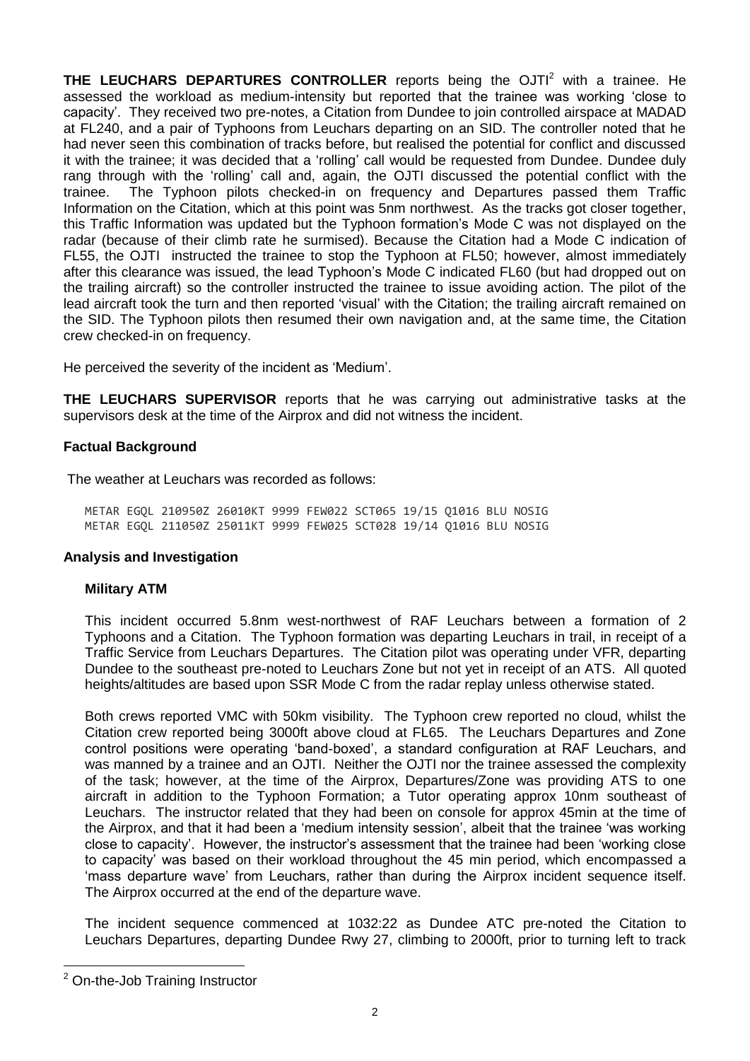**THE LEUCHARS DEPARTURES CONTROLLER** reports being the OJTI[2] with a trainee. He assessed the workload as medium-intensity but reported that the trainee was working 'close to capacity'. They received two pre-notes, a Citation from Dundee to join controlled airspace at MADAD at FL240, and a pair of Typhoons from Leuchars departing on an SID. The controller noted that he had never seen this combination of tracks before, but realised the potential for conflict and discussed it with the trainee; it was decided that a 'rolling' call would be requested from Dundee. Dundee duly rang through with the 'rolling' call and, again, the OJTI discussed the potential conflict with the trainee. The Typhoon pilots checked-in on frequency and Departures passed them Traffic Information on the Citation, which at this point was 5nm northwest. As the tracks got closer together, this Traffic Information was updated but the Typhoon formation's Mode C was not displayed on the radar (because of their climb rate he surmised). Because the Citation had a Mode C indication of FL55, the OJTI instructed the trainee to stop the Typhoon at FL50; however, almost immediately after this clearance was issued, the lead Typhoon's Mode C indicated FL60 (but had dropped out on the trailing aircraft) so the controller instructed the trainee to issue avoiding action. The pilot of the lead aircraft took the turn and then reported 'visual' with the Citation; the trailing aircraft remained on the SID. The Typhoon pilots then resumed their own navigation and, at the same time, the Citation crew checked-in on frequency.

He perceived the severity of the incident as 'Medium'.

**THE LEUCHARS SUPERVISOR** reports that he was carrying out administrative tasks at the supervisors desk at the time of the Airprox and did not witness the incident.

### Factual Background

The weather at Leuchars was recorded as follows:

```
METAR EGQL 210950Z 26010KT 9999 FEW022 SCT065 19/15 Q1016 BLU NOSIG
METAR EGQL 211050Z 25011KT 9999 FEW025 SCT028 19/14 Q1016 BLU NOSIG
```

### Analysis and Investigation

#### Military ATM

This incident occurred 5.8nm west-northwest of RAF Leuchars between a formation of 2 Typhoons and a Citation. The Typhoon formation was departing Leuchars in trail, in receipt of a Traffic Service from Leuchars Departures. The Citation pilot was operating under VFR, departing Dundee to the southeast pre-noted to Leuchars Zone but not yet in receipt of an ATS. All quoted heights/altitudes are based upon SSR Mode C from the radar replay unless otherwise stated.

Both crews reported VMC with 50km visibility. The Typhoon crew reported no cloud, whilst the Citation crew reported being 3000ft above cloud at FL65. The Leuchars Departures and Zone control positions were operating 'band-boxed', a standard configuration at RAF Leuchars, and was manned by a trainee and an OJTI. Neither the OJTI nor the trainee assessed the complexity of the task; however, at the time of the Airprox, Departures/Zone was providing ATS to one aircraft in addition to the Typhoon Formation; a Tutor operating approx 10nm southeast of Leuchars. The instructor related that they had been on console for approx 45min at the time of the Airprox, and that it had been a 'medium intensity session', albeit that the trainee 'was working close to capacity'. However, the instructor's assessment that the trainee had been 'working close to capacity' was based on their workload throughout the 45 min period, which encompassed a 'mass departure wave' from Leuchars, rather than during the Airprox incident sequence itself. The Airprox occurred at the end of the departure wave.

The incident sequence commenced at 1032:22 as Dundee ATC pre-noted the Citation to Leuchars Departures, departing Dundee Rwy 27, climbing to 2000ft, prior to turning left to track

---

[2] On-the-Job Training Instructor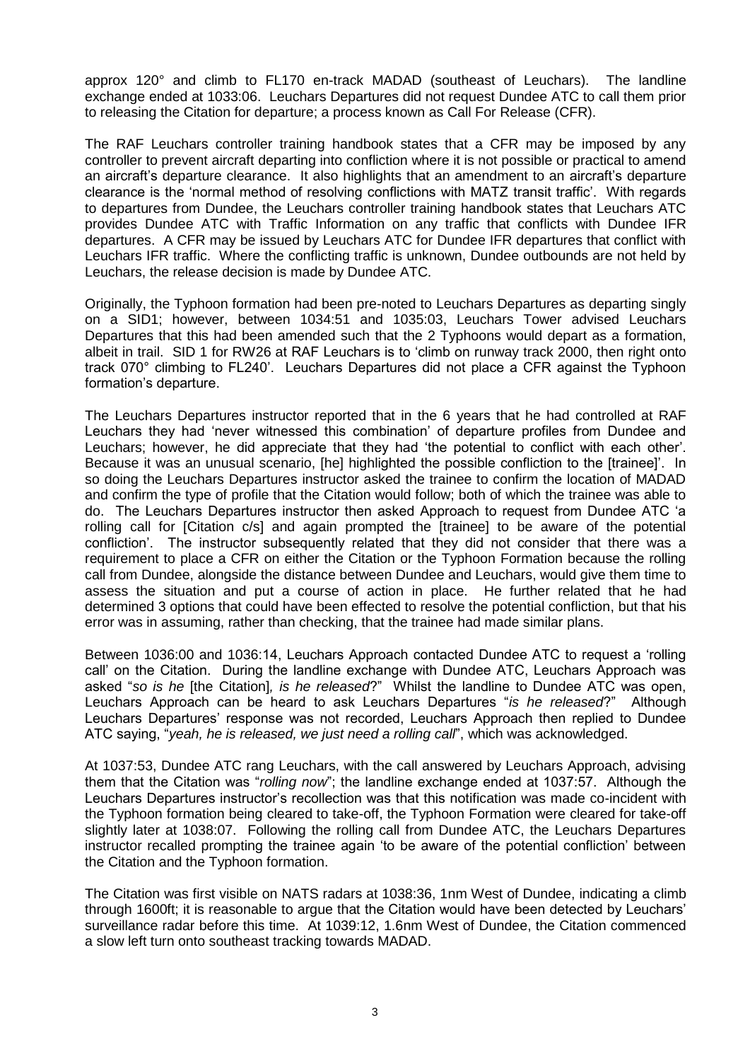approx 120° and climb to FL170 en-track MADAD (southeast of Leuchars). The landline exchange ended at 1033:06. Leuchars Departures did not request Dundee ATC to call them prior to releasing the Citation for departure; a process known as Call For Release (CFR).

The RAF Leuchars controller training handbook states that a CFR may be imposed by any controller to prevent aircraft departing into confliction where it is not possible or practical to amend an aircraft's departure clearance. It also highlights that an amendment to an aircraft's departure clearance is the 'normal method of resolving conflictions with MATZ transit traffic'. With regards to departures from Dundee, the Leuchars controller training handbook states that Leuchars ATC provides Dundee ATC with Traffic Information on any traffic that conflicts with Dundee IFR departures. A CFR may be issued by Leuchars ATC for Dundee IFR departures that conflict with Leuchars IFR traffic. Where the conflicting traffic is unknown, Dundee outbounds are not held by Leuchars, the release decision is made by Dundee ATC.

Originally, the Typhoon formation had been pre-noted to Leuchars Departures as departing singly on a SID1; however, between 1034:51 and 1035:03, Leuchars Tower advised Leuchars Departures that this had been amended such that the 2 Typhoons would depart as a formation, albeit in trail. SID 1 for RW26 at RAF Leuchars is to 'climb on runway track 2000, then right onto track 070° climbing to FL240'. Leuchars Departures did not place a CFR against the Typhoon formation's departure.

The Leuchars Departures instructor reported that in the 6 years that he had controlled at RAF Leuchars they had 'never witnessed this combination' of departure profiles from Dundee and Leuchars; however, he did appreciate that they had 'the potential to conflict with each other'. Because it was an unusual scenario, [he] highlighted the possible confliction to the [trainee]'. In so doing the Leuchars Departures instructor asked the trainee to confirm the location of MADAD and confirm the type of profile that the Citation would follow; both of which the trainee was able to do. The Leuchars Departures instructor then asked Approach to request from Dundee ATC 'a rolling call for [Citation c/s] and again prompted the [trainee] to be aware of the potential confliction'. The instructor subsequently related that they did not consider that there was a requirement to place a CFR on either the Citation or the Typhoon Formation because the rolling call from Dundee, alongside the distance between Dundee and Leuchars, would give them time to assess the situation and put a course of action in place. He further related that he had determined 3 options that could have been effected to resolve the potential confliction, but that his error was in assuming, rather than checking, that the trainee had made similar plans.

Between 1036:00 and 1036:14, Leuchars Approach contacted Dundee ATC to request a 'rolling call' on the Citation. During the landline exchange with Dundee ATC, Leuchars Approach was asked "*so is he* [the Citation]*, is he released*?" Whilst the landline to Dundee ATC was open, Leuchars Approach can be heard to ask Leuchars Departures "*is he released*?" Although Leuchars Departures' response was not recorded, Leuchars Approach then replied to Dundee ATC saying, "*yeah, he is released, we just need a rolling call*", which was acknowledged.

At 1037:53, Dundee ATC rang Leuchars, with the call answered by Leuchars Approach, advising them that the Citation was "*rolling now*"; the landline exchange ended at 1037:57. Although the Leuchars Departures instructor's recollection was that this notification was made co-incident with the Typhoon formation being cleared to take-off, the Typhoon Formation were cleared for take-off slightly later at 1038:07. Following the rolling call from Dundee ATC, the Leuchars Departures instructor recalled prompting the trainee again 'to be aware of the potential confliction' between the Citation and the Typhoon formation.

The Citation was first visible on NATS radars at 1038:36, 1nm West of Dundee, indicating a climb through 1600ft; it is reasonable to argue that the Citation would have been detected by Leuchars' surveillance radar before this time. At 1039:12, 1.6nm West of Dundee, the Citation commenced a slow left turn onto southeast tracking towards MADAD.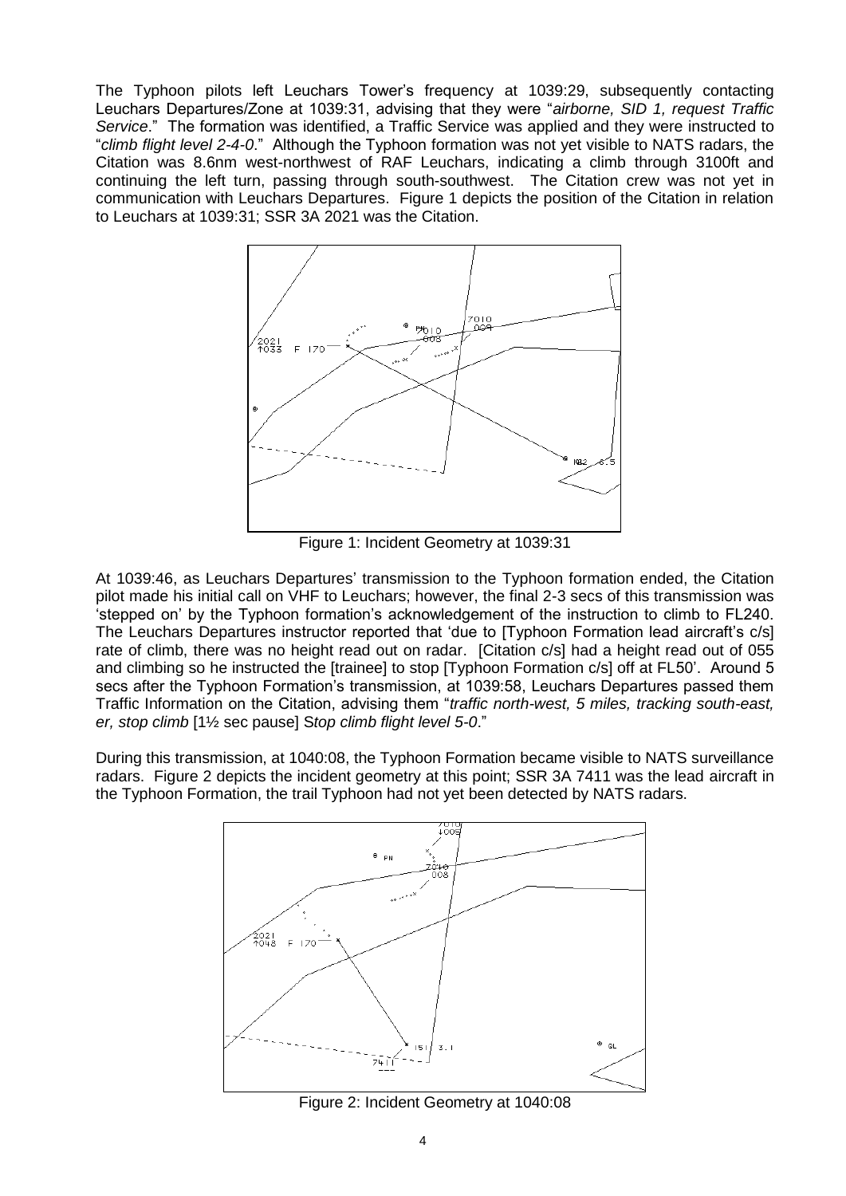The Typhoon pilots left Leuchars Tower's frequency at 1039:29, subsequently contacting Leuchars Departures/Zone at 1039:31, advising that they were "*airborne, SID 1, request Traffic Service*." The formation was identified, a Traffic Service was applied and they were instructed to "*climb flight level 2-4-0*." Although the Typhoon formation was not yet visible to NATS radars, the Citation was 8.6nm west-northwest of RAF Leuchars, indicating a climb through 3100ft and continuing the left turn, passing through south-southwest. The Citation crew was not yet in communication with Leuchars Departures. Figure 1 depicts the position of the Citation in relation to Leuchars at 1039:31; SSR 3A 2021 was the Citation.

Figure 1: Incident Geometry at 1039:31

At 1039:46, as Leuchars Departures' transmission to the Typhoon formation ended, the Citation pilot made his initial call on VHF to Leuchars; however, the final 2-3 secs of this transmission was 'stepped on' by the Typhoon formation's acknowledgement of the instruction to climb to FL240. The Leuchars Departures instructor reported that 'due to [Typhoon Formation lead aircraft's c/s] rate of climb, there was no height read out on radar. [Citation c/s] had a height read out of 055 and climbing so he instructed the [trainee] to stop [Typhoon Formation c/s] off at FL50'. Around 5 secs after the Typhoon Formation's transmission, at 1039:58, Leuchars Departures passed them Traffic Information on the Citation, advising them "*traffic north-west, 5 miles, tracking south-east, er, stop climb* [1½ sec pause] S*top climb flight level 5-0*."

During this transmission, at 1040:08, the Typhoon Formation became visible to NATS surveillance radars. Figure 2 depicts the incident geometry at this point; SSR 3A 7411 was the lead aircraft in the Typhoon Formation, the trail Typhoon had not yet been detected by NATS radars.

Figure 2: Incident Geometry at 1040:08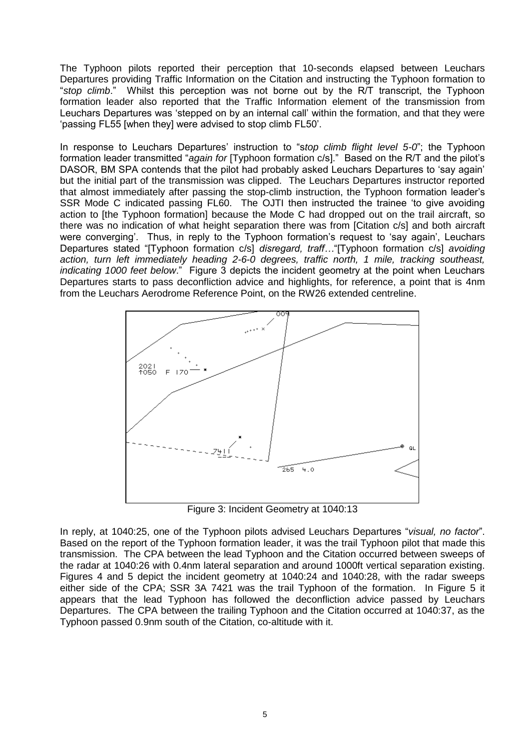The Typhoon pilots reported their perception that 10-seconds elapsed between Leuchars Departures providing Traffic Information on the Citation and instructing the Typhoon formation to "*stop climb*." Whilst this perception was not borne out by the R/T transcript, the Typhoon formation leader also reported that the Traffic Information element of the transmission from Leuchars Departures was 'stepped on by an internal call' within the formation, and that they were 'passing FL55 [when they] were advised to stop climb FL50'.

In response to Leuchars Departures' instruction to "s*top climb flight level 5-0*"; the Typhoon formation leader transmitted "*again for* [Typhoon formation c/s]." Based on the R/T and the pilot's DASOR, BM SPA contends that the pilot had probably asked Leuchars Departures to 'say again' but the initial part of the transmission was clipped. The Leuchars Departures instructor reported that almost immediately after passing the stop-climb instruction, the Typhoon formation leader's SSR Mode C indicated passing FL60. The OJTI then instructed the trainee 'to give avoiding action to [the Typhoon formation] because the Mode C had dropped out on the trail aircraft, so there was no indication of what height separation there was from [Citation c/s] and both aircraft were converging'. Thus, in reply to the Typhoon formation's request to 'say again', Leuchars Departures stated "[Typhoon formation c/s] *disregard, traff*…"[Typhoon formation c/s] *avoiding action, turn left immediately heading 2-6-0 degrees, traffic north, 1 mile, tracking southeast, indicating 1000 feet below*." Figure 3 depicts the incident geometry at the point when Leuchars Departures starts to pass deconfliction advice and highlights, for reference, a point that is 4nm from the Leuchars Aerodrome Reference Point, on the RW26 extended centreline.

Figure 3: Incident Geometry at 1040:13

In reply, at 1040:25, one of the Typhoon pilots advised Leuchars Departures "*visual, no factor*". Based on the report of the Typhoon formation leader, it was the trail Typhoon pilot that made this transmission. The CPA between the lead Typhoon and the Citation occurred between sweeps of the radar at 1040:26 with 0.4nm lateral separation and around 1000ft vertical separation existing. Figures 4 and 5 depict the incident geometry at 1040:24 and 1040:28, with the radar sweeps either side of the CPA; SSR 3A 7421 was the trail Typhoon of the formation. In Figure 5 it appears that the lead Typhoon has followed the deconfliction advice passed by Leuchars Departures. The CPA between the trailing Typhoon and the Citation occurred at 1040:37, as the Typhoon passed 0.9nm south of the Citation, co-altitude with it.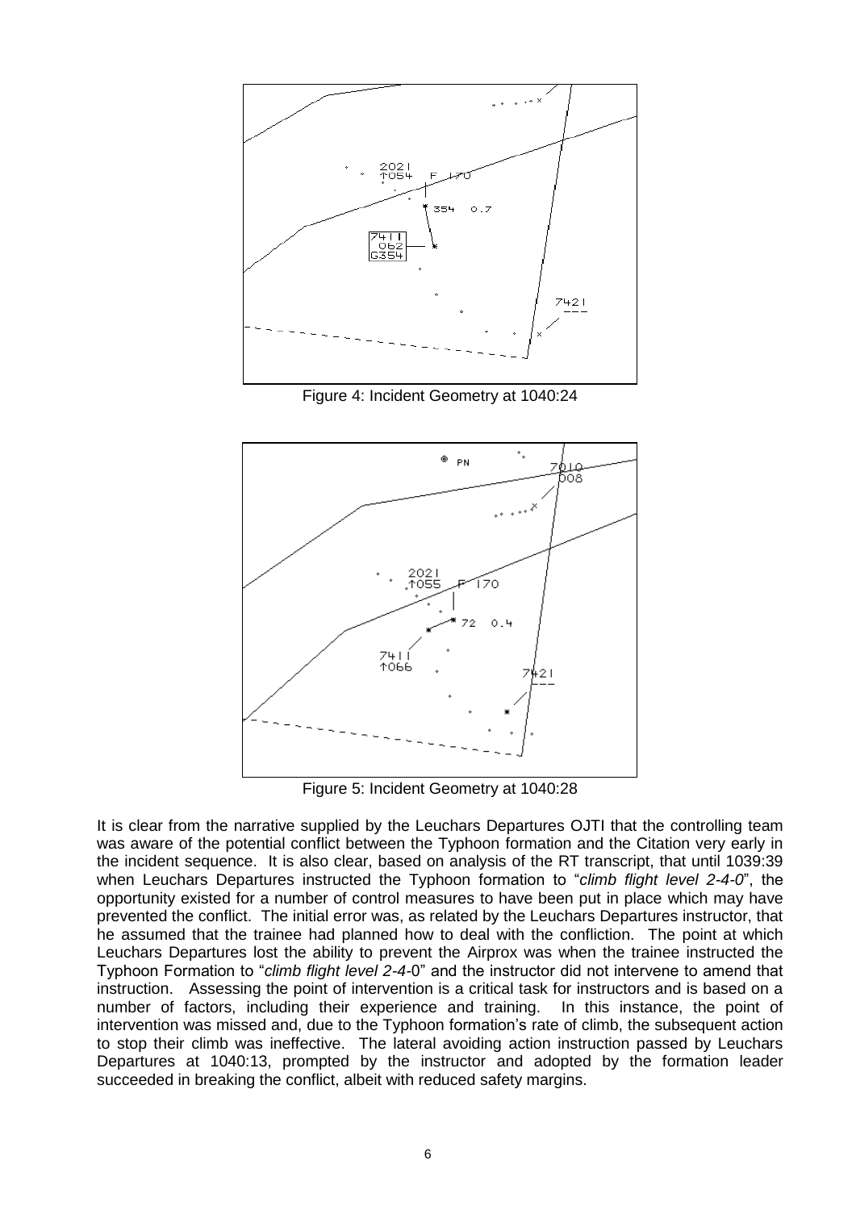Figure 4: Incident Geometry at 1040:24

Figure 5: Incident Geometry at 1040:28

It is clear from the narrative supplied by the Leuchars Departures OJTI that the controlling team was aware of the potential conflict between the Typhoon formation and the Citation very early in the incident sequence. It is also clear, based on analysis of the RT transcript, that until 1039:39 when Leuchars Departures instructed the Typhoon formation to "*climb flight level 2-4-0*", the opportunity existed for a number of control measures to have been put in place which may have prevented the conflict. The initial error was, as related by the Leuchars Departures instructor, that he assumed that the trainee had planned how to deal with the confliction. The point at which Leuchars Departures lost the ability to prevent the Airprox was when the trainee instructed the Typhoon Formation to "*climb flight level 2-4-*0" and the instructor did not intervene to amend that instruction. Assessing the point of intervention is a critical task for instructors and is based on a number of factors, including their experience and training. In this instance, the point of intervention was missed and, due to the Typhoon formation's rate of climb, the subsequent action to stop their climb was ineffective. The lateral avoiding action instruction passed by Leuchars Departures at 1040:13, prompted by the instructor and adopted by the formation leader succeeded in breaking the conflict, albeit with reduced safety margins.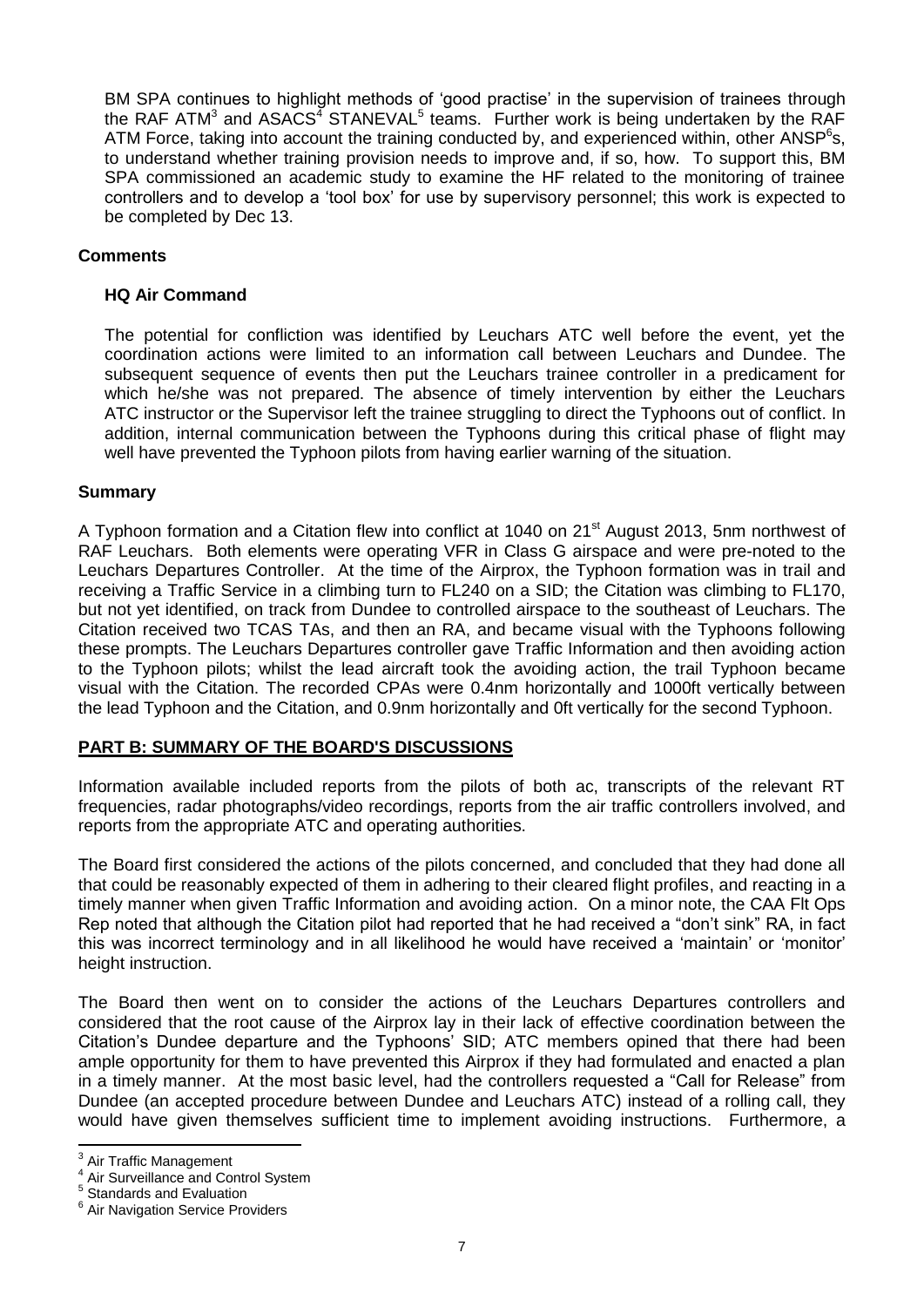BM SPA continues to highlight methods of 'good practise' in the supervision of trainees through the RAF ATM[3] and ASACS[4] STANEVAL[5] teams. Further work is being undertaken by the RAF ATM Force, taking into account the training conducted by, and experienced within, other ANSP[6]s, to understand whether training provision needs to improve and, if so, how. To support this, BM SPA commissioned an academic study to examine the HF related to the monitoring of trainee controllers and to develop a 'tool box' for use by supervisory personnel; this work is expected to be completed by Dec 13.

**Comments**

**HQ Air Command**

The potential for confliction was identified by Leuchars ATC well before the event, yet the coordination actions were limited to an information call between Leuchars and Dundee. The subsequent sequence of events then put the Leuchars trainee controller in a predicament for which he/she was not prepared. The absence of timely intervention by either the Leuchars ATC instructor or the Supervisor left the trainee struggling to direct the Typhoons out of conflict. In addition, internal communication between the Typhoons during this critical phase of flight may well have prevented the Typhoon pilots from having earlier warning of the situation.

**Summary**

A Typhoon formation and a Citation flew into conflict at 1040 on 21st August 2013, 5nm northwest of RAF Leuchars. Both elements were operating VFR in Class G airspace and were pre-noted to the Leuchars Departures Controller. At the time of the Airprox, the Typhoon formation was in trail and receiving a Traffic Service in a climbing turn to FL240 on a SID; the Citation was climbing to FL170, but not yet identified, on track from Dundee to controlled airspace to the southeast of Leuchars. The Citation received two TCAS TAs, and then an RA, and became visual with the Typhoons following these prompts. The Leuchars Departures controller gave Traffic Information and then avoiding action to the Typhoon pilots; whilst the lead aircraft took the avoiding action, the trail Typhoon became visual with the Citation. The recorded CPAs were 0.4nm horizontally and 1000ft vertically between the lead Typhoon and the Citation, and 0.9nm horizontally and 0ft vertically for the second Typhoon.

**PART B: SUMMARY OF THE BOARD'S DISCUSSIONS**

Information available included reports from the pilots of both ac, transcripts of the relevant RT frequencies, radar photographs/video recordings, reports from the air traffic controllers involved, and reports from the appropriate ATC and operating authorities.

The Board first considered the actions of the pilots concerned, and concluded that they had done all that could be reasonably expected of them in adhering to their cleared flight profiles, and reacting in a timely manner when given Traffic Information and avoiding action. On a minor note, the CAA Flt Ops Rep noted that although the Citation pilot had reported that he had received a "don't sink" RA, in fact this was incorrect terminology and in all likelihood he would have received a 'maintain' or 'monitor' height instruction.

The Board then went on to consider the actions of the Leuchars Departures controllers and considered that the root cause of the Airprox lay in their lack of effective coordination between the Citation's Dundee departure and the Typhoons' SID; ATC members opined that there had been ample opportunity for them to have prevented this Airprox if they had formulated and enacted a plan in a timely manner. At the most basic level, had the controllers requested a "Call for Release" from Dundee (an accepted procedure between Dundee and Leuchars ATC) instead of a rolling call, they would have given themselves sufficient time to implement avoiding instructions. Furthermore, a

---

[3] Air Traffic Management

[4] Air Surveillance and Control System

[5] Standards and Evaluation

[6] Air Navigation Service Providers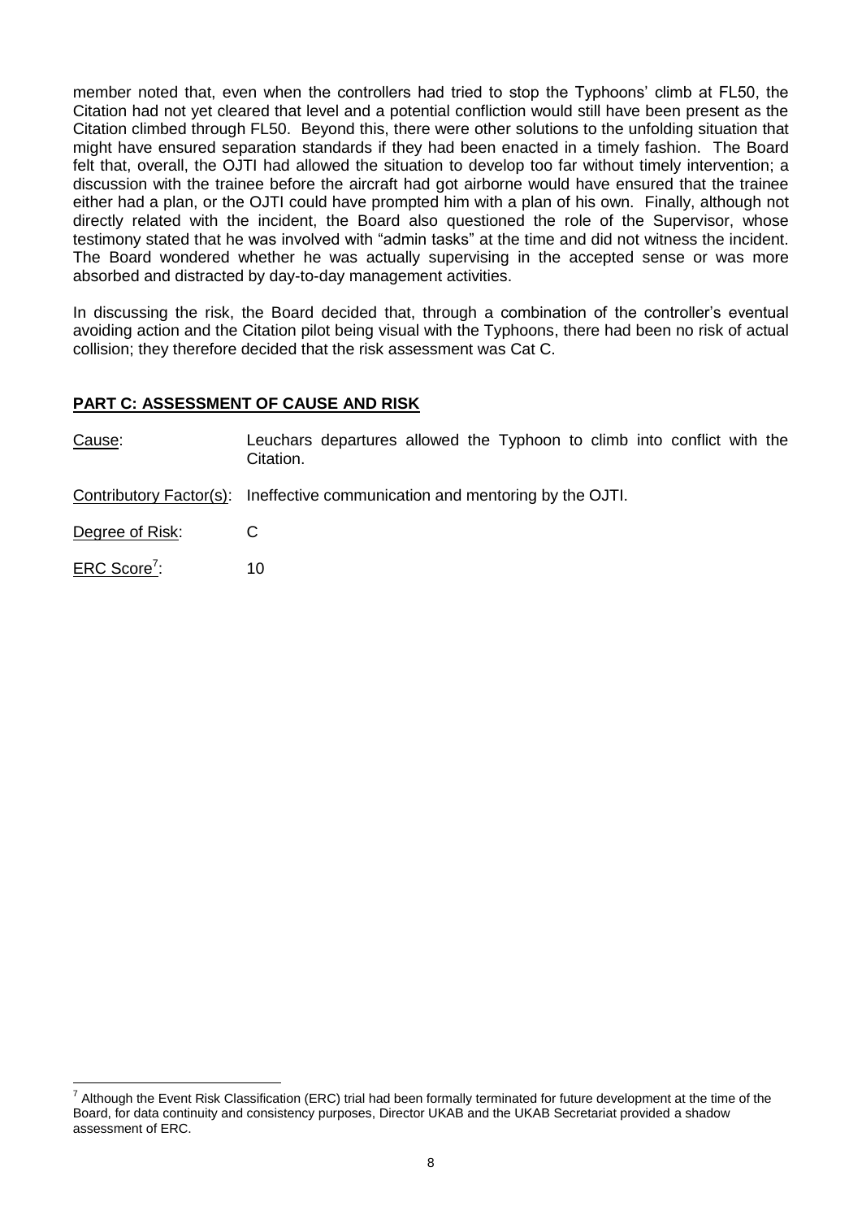member noted that, even when the controllers had tried to stop the Typhoons' climb at FL50, the Citation had not yet cleared that level and a potential confliction would still have been present as the Citation climbed through FL50. Beyond this, there were other solutions to the unfolding situation that might have ensured separation standards if they had been enacted in a timely fashion. The Board felt that, overall, the OJTI had allowed the situation to develop too far without timely intervention; a discussion with the trainee before the aircraft had got airborne would have ensured that the trainee either had a plan, or the OJTI could have prompted him with a plan of his own. Finally, although not directly related with the incident, the Board also questioned the role of the Supervisor, whose testimony stated that he was involved with "admin tasks" at the time and did not witness the incident. The Board wondered whether he was actually supervising in the accepted sense or was more absorbed and distracted by day-to-day management activities.

In discussing the risk, the Board decided that, through a combination of the controller's eventual avoiding action and the Citation pilot being visual with the Typhoons, there had been no risk of actual collision; they therefore decided that the risk assessment was Cat C.

## PART C: ASSESSMENT OF CAUSE AND RISK

| | |
|---|---|
| Cause: | Leuchars departures allowed the Typhoon to climb into conflict with the Citation. |
| Contributory Factor(s): | Ineffective communication and mentoring by the OJTI. |
| Degree of Risk: | C |
| ERC Score[7]: | 10 |

[7] Although the Event Risk Classification (ERC) trial had been formally terminated for future development at the time of the Board, for data continuity and consistency purposes, Director UKAB and the UKAB Secretariat provided a shadow assessment of ERC.